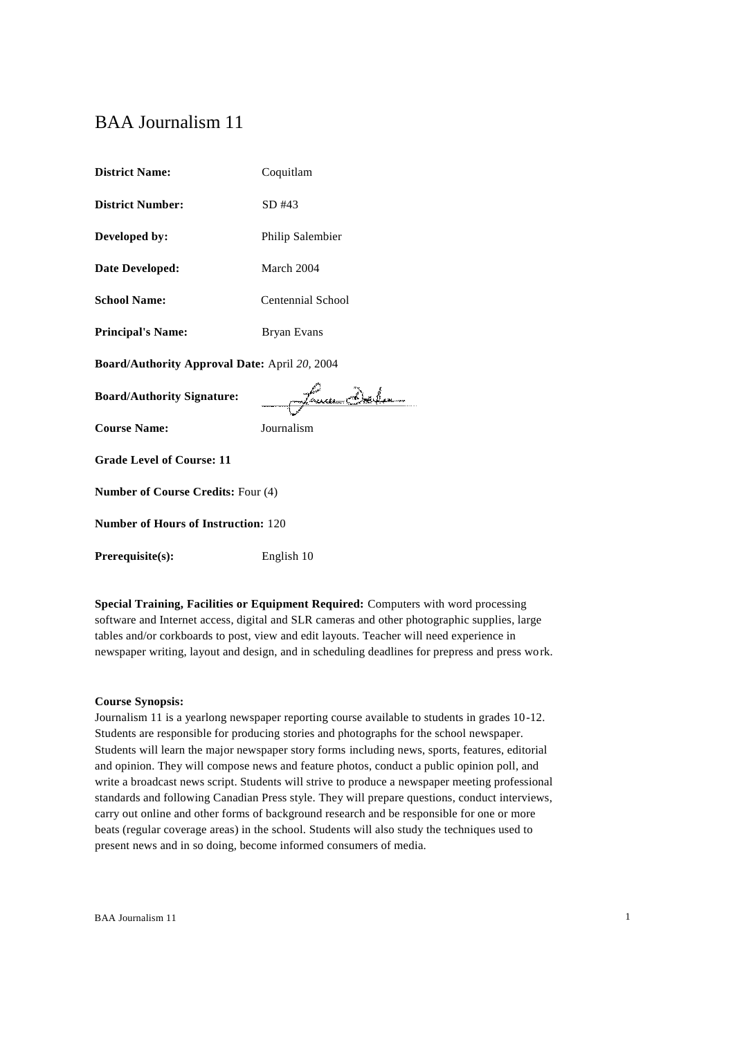# BAA Journalism 11

**District Name:** Coquitlam

**District Number:** SD #43

**Developed by:** Philip Salembier

**Date Developed:** March 2004

**School Name:** Centennial School

**Principal's Name:** Bryan Evans

**Board/Authority Approval Date:** April *20*, 2004

**Board/Authority Signature:**

**Course Name:** Journalism

**Grade Level of Course: 11**

**Number of Course Credits:** Four (4)

**Number of Hours of Instruction:** 120

**Prerequisite(s):** English 10

**Special Training, Facilities or Equipment Required:** Computers with word processing software and Internet access, digital and SLR cameras and other photographic supplies, large tables and/or corkboards to post, view and edit layouts. Teacher will need experience in newspaper writing, layout and design, and in scheduling deadlines for prepress and press work.

**Course Synopsis:**
Journalism 11 is a yearlong newspaper reporting course available to students in grades 10-12. Students are responsible for producing stories and photographs for the school newspaper. Students will learn the major newspaper story forms including news, sports, features, editorial and opinion. They will compose news and feature photos, conduct a public opinion poll, and write a broadcast news script. Students will strive to produce a newspaper meeting professional standards and following Canadian Press style. They will prepare questions, conduct interviews, carry out online and other forms of background research and be responsible for one or more beats (regular coverage areas) in the school. Students will also study the techniques used to present news and in so doing, become informed consumers of media.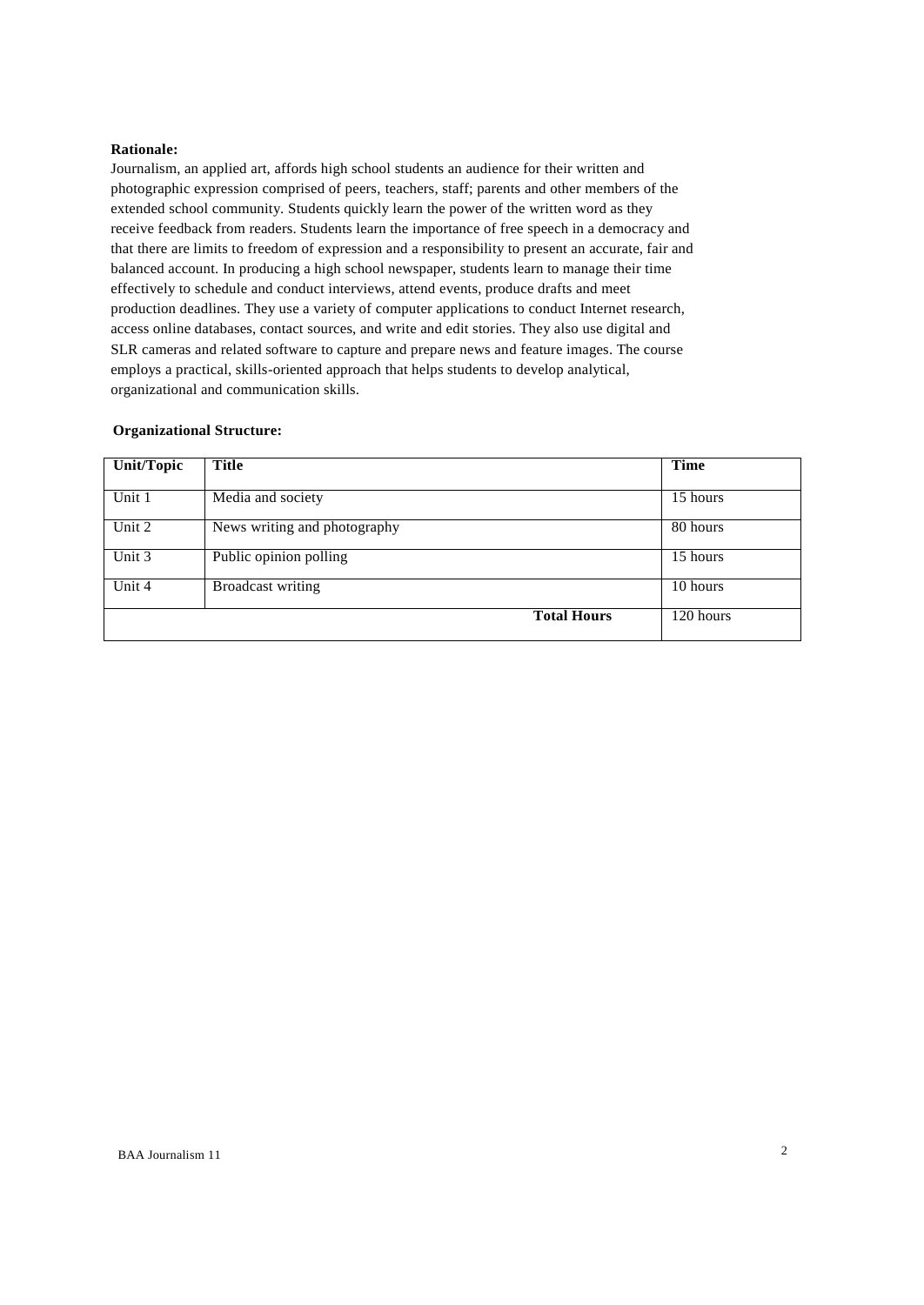**Rationale:**

Journalism, an applied art, affords high school students an audience for their written and photographic expression comprised of peers, teachers, staff; parents and other members of the extended school community. Students quickly learn the power of the written word as they receive feedback from readers. Students learn the importance of free speech in a democracy and that there are limits to freedom of expression and a responsibility to present an accurate, fair and balanced account. In producing a high school newspaper, students learn to manage their time effectively to schedule and conduct interviews, attend events, produce drafts and meet production deadlines. They use a variety of computer applications to conduct Internet research, access online databases, contact sources, and write and edit stories. They also use digital and SLR cameras and related software to capture and prepare news and feature images. The course employs a practical, skills-oriented approach that helps students to develop analytical, organizational and communication skills.

**Organizational Structure:**

| Unit/Topic | Title | Time |
|---|---|---|
| Unit 1 | Media and society | 15 hours |
| Unit 2 | News writing and photography | 80 hours |
| Unit 3 | Public opinion polling | 15 hours |
| Unit 4 | Broadcast writing | 10 hours |
| | **Total Hours** | 120 hours |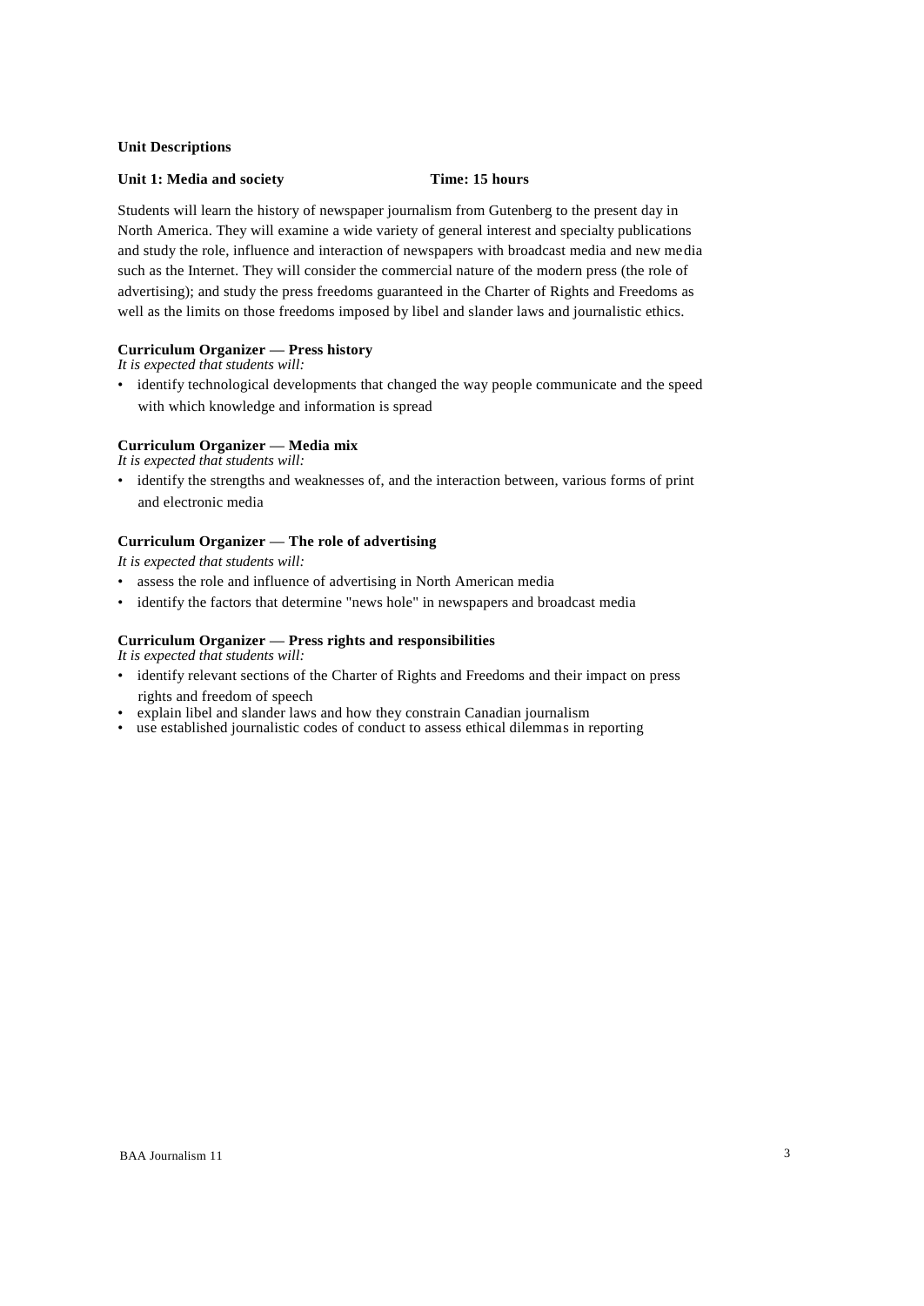**Unit Descriptions**

**Unit 1: Media and society** **Time: 15 hours**

Students will learn the history of newspaper journalism from Gutenberg to the present day in North America. They will examine a wide variety of general interest and specialty publications and study the role, influence and interaction of newspapers with broadcast media and new media such as the Internet. They will consider the commercial nature of the modern press (the role of advertising); and study the press freedoms guaranteed in the Charter of Rights and Freedoms as well as the limits on those freedoms imposed by libel and slander laws and journalistic ethics.

**Curriculum Organizer — Press history**

*It is expected that students will:*

- identify technological developments that changed the way people communicate and the speed with which knowledge and information is spread

**Curriculum Organizer — Media mix**

*It is expected that students will:*

- identify the strengths and weaknesses of, and the interaction between, various forms of print and electronic media

**Curriculum Organizer — The role of advertising**

*It is expected that students will:*

- assess the role and influence of advertising in North American media
- identify the factors that determine "news hole" in newspapers and broadcast media

**Curriculum Organizer — Press rights and responsibilities**

*It is expected that students will:*

- identify relevant sections of the Charter of Rights and Freedoms and their impact on press rights and freedom of speech
- explain libel and slander laws and how they constrain Canadian journalism
- use established journalistic codes of conduct to assess ethical dilemmas in reporting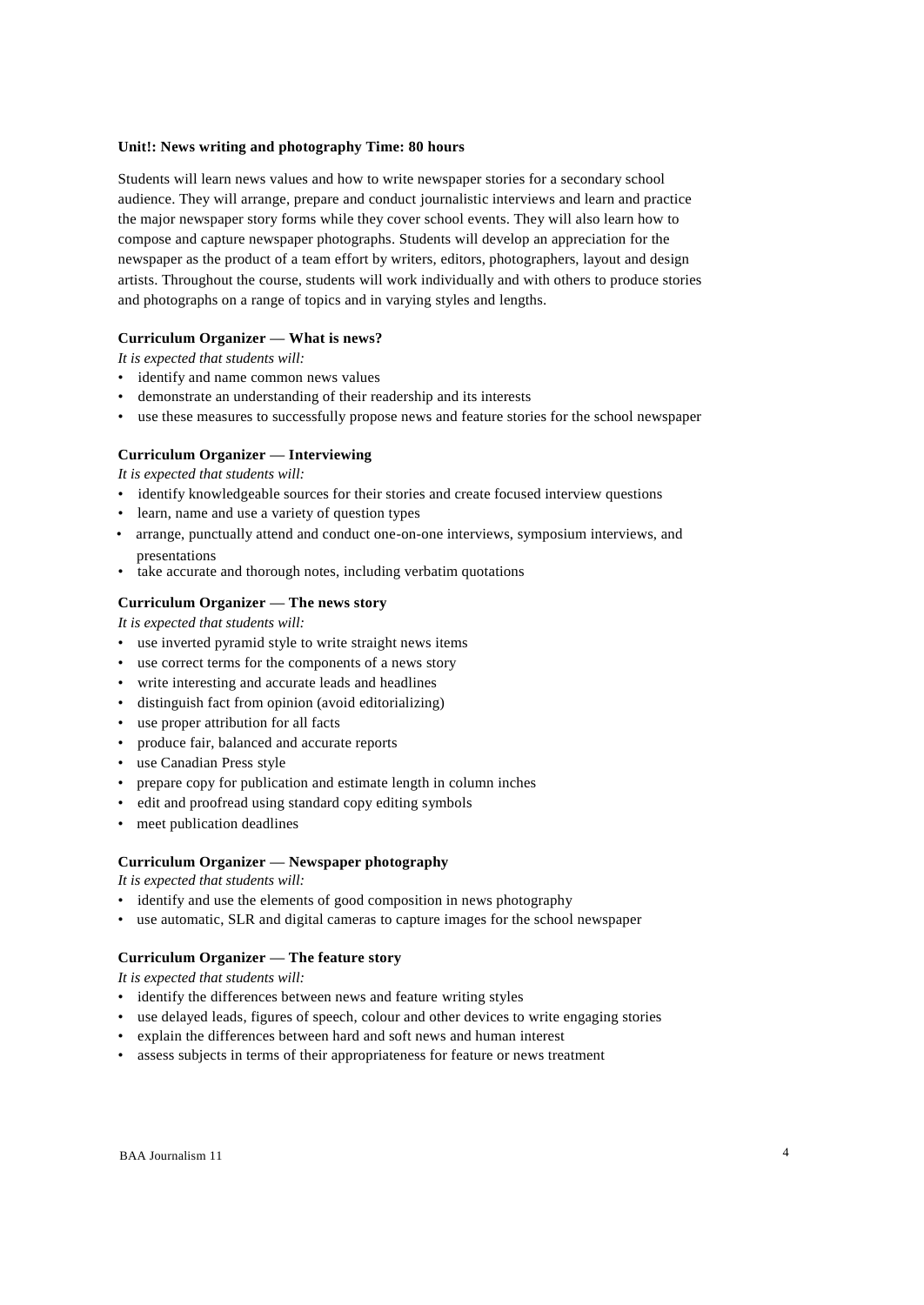**Unit!: News writing and photography Time: 80 hours**

Students will learn news values and how to write newspaper stories for a secondary school audience. They will arrange, prepare and conduct journalistic interviews and learn and practice the major newspaper story forms while they cover school events. They will also learn how to compose and capture newspaper photographs. Students will develop an appreciation for the newspaper as the product of a team effort by writers, editors, photographers, layout and design artists. Throughout the course, students will work individually and with others to produce stories and photographs on a range of topics and in varying styles and lengths.

**Curriculum Organizer — What is news?**

*It is expected that students will:*

- identify and name common news values
- demonstrate an understanding of their readership and its interests
- use these measures to successfully propose news and feature stories for the school newspaper

**Curriculum Organizer — Interviewing**

*It is expected that students will:*

- identify knowledgeable sources for their stories and create focused interview questions
- learn, name and use a variety of question types
- arrange, punctually attend and conduct one-on-one interviews, symposium interviews, and presentations
- take accurate and thorough notes, including verbatim quotations

**Curriculum Organizer — The news story**

*It is expected that students will:*

- use inverted pyramid style to write straight news items
- use correct terms for the components of a news story
- write interesting and accurate leads and headlines
- distinguish fact from opinion (avoid editorializing)
- use proper attribution for all facts
- produce fair, balanced and accurate reports
- use Canadian Press style
- prepare copy for publication and estimate length in column inches
- edit and proofread using standard copy editing symbols
- meet publication deadlines

**Curriculum Organizer — Newspaper photography**

*It is expected that students will:*

- identify and use the elements of good composition in news photography
- use automatic, SLR and digital cameras to capture images for the school newspaper

**Curriculum Organizer — The feature story**

*It is expected that students will:*

- identify the differences between news and feature writing styles
- use delayed leads, figures of speech, colour and other devices to write engaging stories
- explain the differences between hard and soft news and human interest
- assess subjects in terms of their appropriateness for feature or news treatment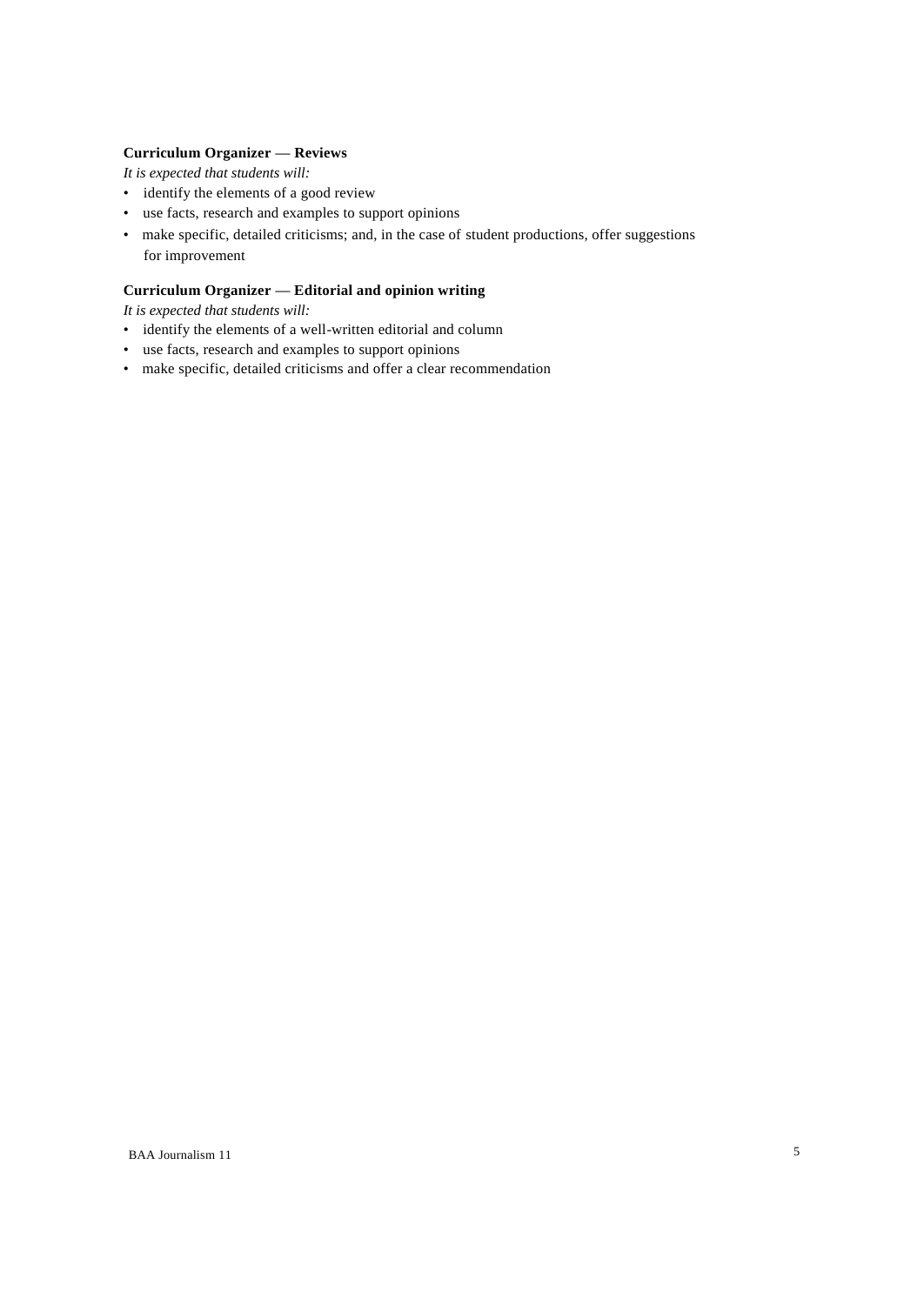**Curriculum Organizer — Reviews**

*It is expected that students will:*

- identify the elements of a good review
- use facts, research and examples to support opinions
- make specific, detailed criticisms; and, in the case of student productions, offer suggestions for improvement

**Curriculum Organizer — Editorial and opinion writing**

*It is expected that students will:*

- identify the elements of a well-written editorial and column
- use facts, research and examples to support opinions
- make specific, detailed criticisms and offer a clear recommendation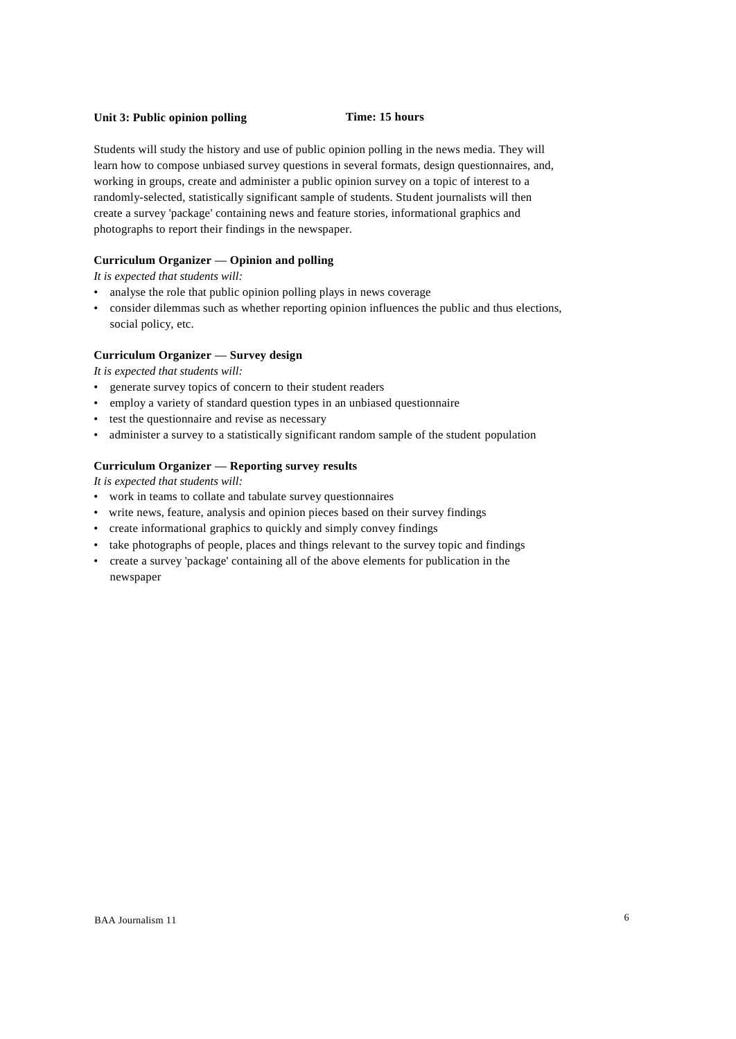**Unit 3: Public opinion polling** **Time: 15 hours**

Students will study the history and use of public opinion polling in the news media. They will learn how to compose unbiased survey questions in several formats, design questionnaires, and, working in groups, create and administer a public opinion survey on a topic of interest to a randomly-selected, statistically significant sample of students. Student journalists will then create a survey 'package' containing news and feature stories, informational graphics and photographs to report their findings in the newspaper.

**Curriculum Organizer — Opinion and polling**

*It is expected that students will:*

- analyse the role that public opinion polling plays in news coverage
- consider dilemmas such as whether reporting opinion influences the public and thus elections, social policy, etc.

**Curriculum Organizer — Survey design**

*It is expected that students will:*

- generate survey topics of concern to their student readers
- employ a variety of standard question types in an unbiased questionnaire
- test the questionnaire and revise as necessary
- administer a survey to a statistically significant random sample of the student population

**Curriculum Organizer — Reporting survey results**

*It is expected that students will:*

- work in teams to collate and tabulate survey questionnaires
- write news, feature, analysis and opinion pieces based on their survey findings
- create informational graphics to quickly and simply convey findings
- take photographs of people, places and things relevant to the survey topic and findings
- create a survey 'package' containing all of the above elements for publication in the newspaper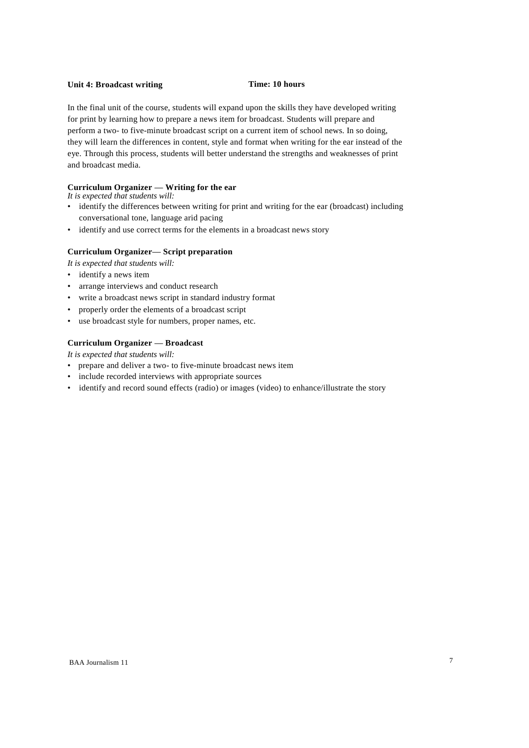**Unit 4: Broadcast writing** **Time: 10 hours**

In the final unit of the course, students will expand upon the skills they have developed writing for print by learning how to prepare a news item for broadcast. Students will prepare and perform a two- to five-minute broadcast script on a current item of school news. In so doing, they will learn the differences in content, style and format when writing for the ear instead of the eye. Through this process, students will better understand the strengths and weaknesses of print and broadcast media.

**Curriculum Organizer — Writing for the ear**

*It is expected that students will:*

- identify the differences between writing for print and writing for the ear (broadcast) including conversational tone, language arid pacing
- identify and use correct terms for the elements in a broadcast news story

**Curriculum Organizer— Script preparation**

*It is expected that students will:*

- identify a news item
- arrange interviews and conduct research
- write a broadcast news script in standard industry format
- properly order the elements of a broadcast script
- use broadcast style for numbers, proper names, etc.

**Curriculum Organizer — Broadcast**

*It is expected that students will:*

- prepare and deliver a two- to five-minute broadcast news item
- include recorded interviews with appropriate sources
- identify and record sound effects (radio) or images (video) to enhance/illustrate the story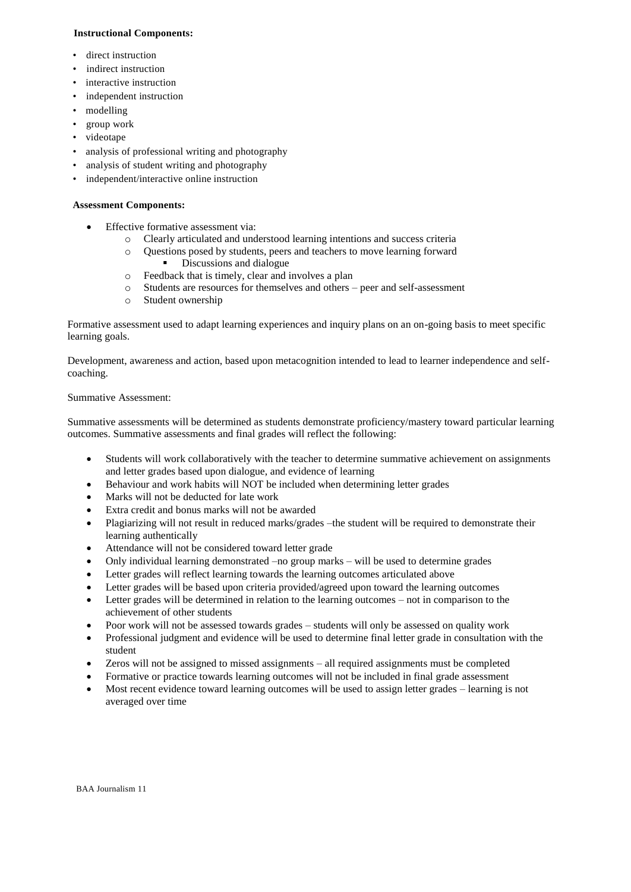**Instructional Components:**

- direct instruction
- indirect instruction
- interactive instruction
- independent instruction
- modelling
- group work
- videotape
- analysis of professional writing and photography
- analysis of student writing and photography
- independent/interactive online instruction

**Assessment Components:**

- Effective formative assessment via:
    - Clearly articulated and understood learning intentions and success criteria
    - Questions posed by students, peers and teachers to move learning forward
        - Discussions and dialogue
    - Feedback that is timely, clear and involves a plan
    - Students are resources for themselves and others – peer and self-assessment
    - Student ownership

Formative assessment used to adapt learning experiences and inquiry plans on an on-going basis to meet specific learning goals.

Development, awareness and action, based upon metacognition intended to lead to learner independence and self-coaching.

Summative Assessment:

Summative assessments will be determined as students demonstrate proficiency/mastery toward particular learning outcomes. Summative assessments and final grades will reflect the following:

- Students will work collaboratively with the teacher to determine summative achievement on assignments and letter grades based upon dialogue, and evidence of learning
- Behaviour and work habits will NOT be included when determining letter grades
- Marks will not be deducted for late work
- Extra credit and bonus marks will not be awarded
- Plagiarizing will not result in reduced marks/grades –the student will be required to demonstrate their learning authentically
- Attendance will not be considered toward letter grade
- Only individual learning demonstrated –no group marks – will be used to determine grades
- Letter grades will reflect learning towards the learning outcomes articulated above
- Letter grades will be based upon criteria provided/agreed upon toward the learning outcomes
- Letter grades will be determined in relation to the learning outcomes – not in comparison to the achievement of other students
- Poor work will not be assessed towards grades – students will only be assessed on quality work
- Professional judgment and evidence will be used to determine final letter grade in consultation with the student
- Zeros will not be assigned to missed assignments – all required assignments must be completed
- Formative or practice towards learning outcomes will not be included in final grade assessment
- Most recent evidence toward learning outcomes will be used to assign letter grades – learning is not averaged over time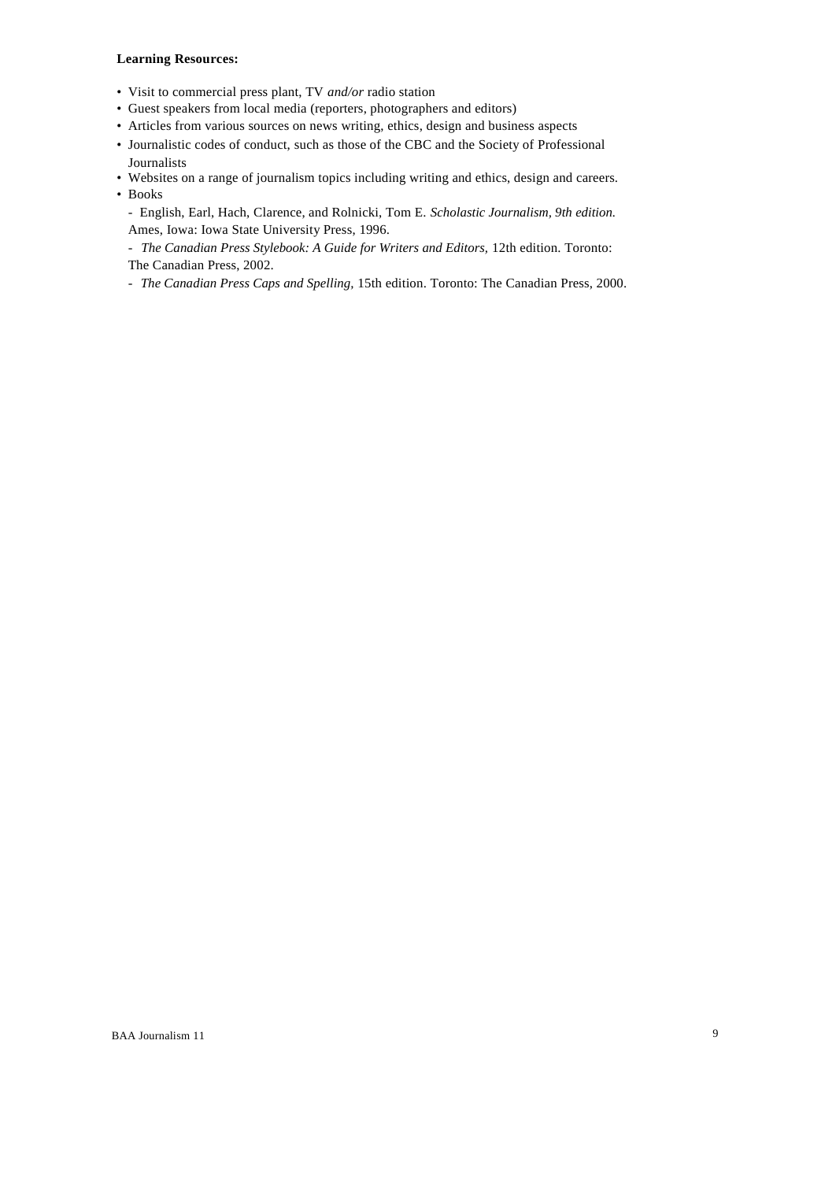**Learning Resources:**

- Visit to commercial press plant, TV *and/or* radio station
- Guest speakers from local media (reporters, photographers and editors)
- Articles from various sources on news writing, ethics, design and business aspects
- Journalistic codes of conduct, such as those of the CBC and the Society of Professional Journalists
- Websites on a range of journalism topics including writing and ethics, design and careers.
- Books
  - English, Earl, Hach, Clarence, and Rolnicki, Tom E. *Scholastic Journalism, 9th edition.* Ames, Iowa: Iowa State University Press, 1996.
  - *The Canadian Press Stylebook: A Guide for Writers and Editors,* 12th edition. Toronto: The Canadian Press, 2002.
  - *The Canadian Press Caps and Spelling,* 15th edition. Toronto: The Canadian Press, 2000.